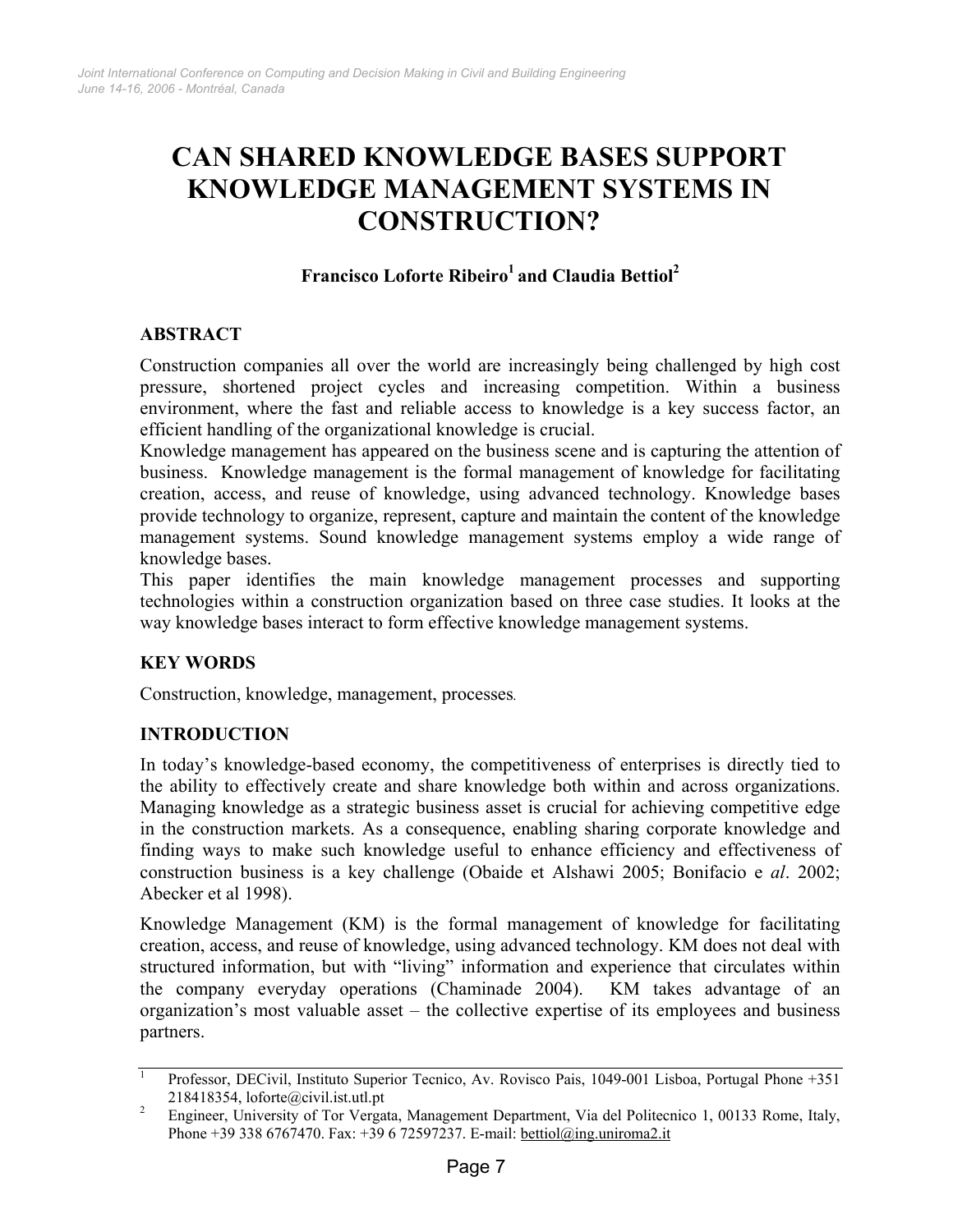# CAN SHARED KNOWLEDGE BASES SUPPORT KNOWLEDGE MANAGEMENT SYSTEMS IN CONSTRUCTION?

**Francisco Loforte Ribeiro[1] and Claudia Bettiol[2]**

## ABSTRACT

Construction companies all over the world are increasingly being challenged by high cost pressure, shortened project cycles and increasing competition. Within a business environment, where the fast and reliable access to knowledge is a key success factor, an efficient handling of the organizational knowledge is crucial.

Knowledge management has appeared on the business scene and is capturing the attention of business. Knowledge management is the formal management of knowledge for facilitating creation, access, and reuse of knowledge, using advanced technology. Knowledge bases provide technology to organize, represent, capture and maintain the content of the knowledge management systems. Sound knowledge management systems employ a wide range of knowledge bases.

This paper identifies the main knowledge management processes and supporting technologies within a construction organization based on three case studies. It looks at the way knowledge bases interact to form effective knowledge management systems.

## KEY WORDS

Construction, knowledge, management, processes.

## INTRODUCTION

In today's knowledge-based economy, the competitiveness of enterprises is directly tied to the ability to effectively create and share knowledge both within and across organizations. Managing knowledge as a strategic business asset is crucial for achieving competitive edge in the construction markets. As a consequence, enabling sharing corporate knowledge and finding ways to make such knowledge useful to enhance efficiency and effectiveness of construction business is a key challenge (Obaide et Alshawi 2005; Bonifacio e *al*. 2002; Abecker et al 1998).

Knowledge Management (KM) is the formal management of knowledge for facilitating creation, access, and reuse of knowledge, using advanced technology. KM does not deal with structured information, but with "living" information and experience that circulates within the company everyday operations (Chaminade 2004). KM takes advantage of an organization's most valuable asset – the collective expertise of its employees and business partners.

---

[1] Professor, DECivil, Instituto Superior Tecnico, Av. Rovisco Pais, 1049-001 Lisboa, Portugal Phone +351 218418354, loforte@civil.ist.utl.pt

[2] Engineer, University of Tor Vergata, Management Department, Via del Politecnico 1, 00133 Rome, Italy, Phone +39 338 6767470. Fax: +39 6 72597237. E-mail: bettiol@ing.uniroma2.it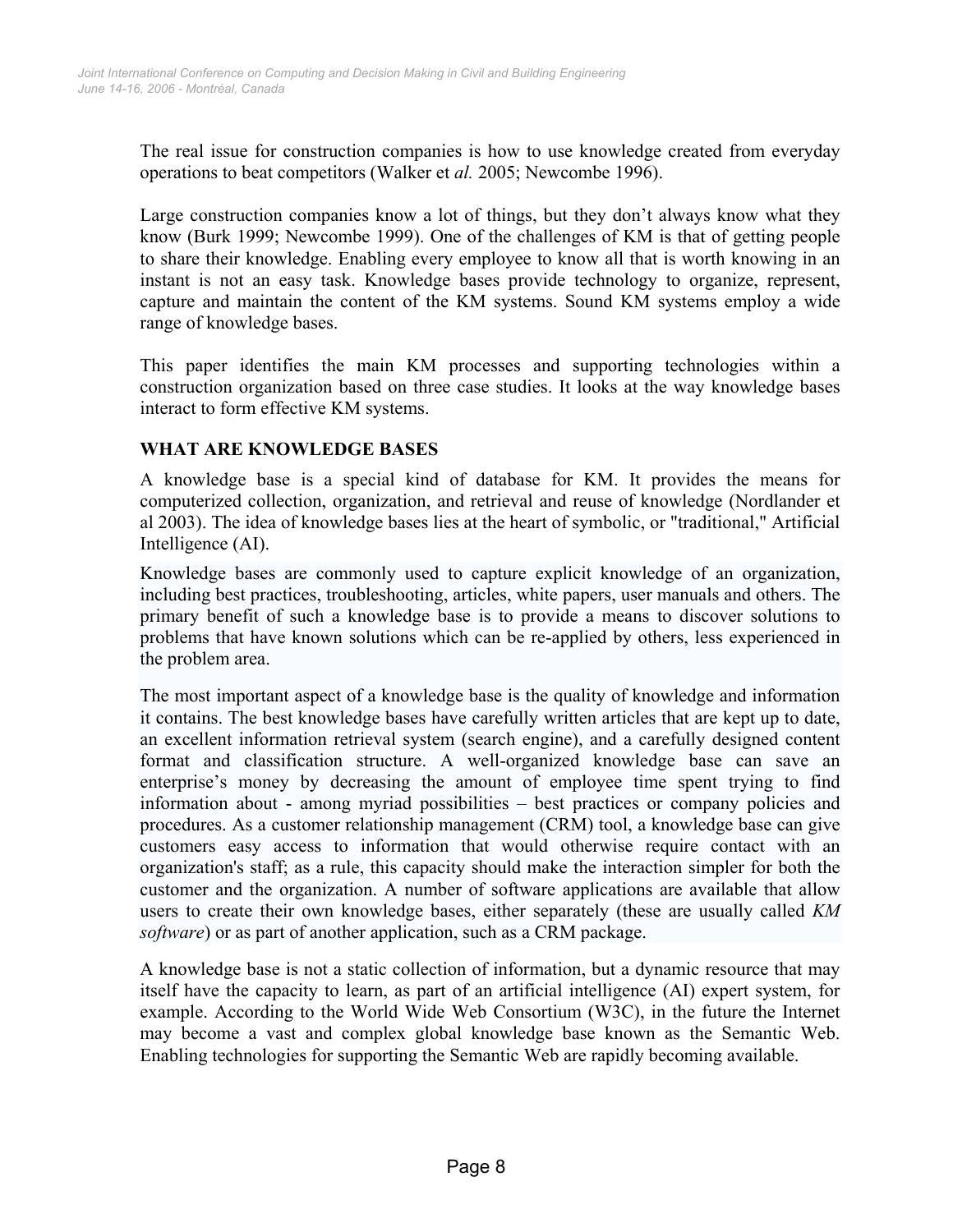The real issue for construction companies is how to use knowledge created from everyday operations to beat competitors (Walker et *al.* 2005; Newcombe 1996).

Large construction companies know a lot of things, but they don't always know what they know (Burk 1999; Newcombe 1999). One of the challenges of KM is that of getting people to share their knowledge. Enabling every employee to know all that is worth knowing in an instant is not an easy task. Knowledge bases provide technology to organize, represent, capture and maintain the content of the KM systems. Sound KM systems employ a wide range of knowledge bases.

This paper identifies the main KM processes and supporting technologies within a construction organization based on three case studies. It looks at the way knowledge bases interact to form effective KM systems.

## WHAT ARE KNOWLEDGE BASES

A knowledge base is a special kind of database for KM. It provides the means for computerized collection, organization, and retrieval and reuse of knowledge (Nordlander et al 2003). The idea of knowledge bases lies at the heart of symbolic, or "traditional," Artificial Intelligence (AI).

Knowledge bases are commonly used to capture explicit knowledge of an organization, including best practices, troubleshooting, articles, white papers, user manuals and others. The primary benefit of such a knowledge base is to provide a means to discover solutions to problems that have known solutions which can be re-applied by others, less experienced in the problem area.

The most important aspect of a knowledge base is the quality of knowledge and information it contains. The best knowledge bases have carefully written articles that are kept up to date, an excellent information retrieval system (search engine), and a carefully designed content format and classification structure. A well-organized knowledge base can save an enterprise's money by decreasing the amount of employee time spent trying to find information about - among myriad possibilities – best practices or company policies and procedures. As a customer relationship management (CRM) tool, a knowledge base can give customers easy access to information that would otherwise require contact with an organization's staff; as a rule, this capacity should make the interaction simpler for both the customer and the organization. A number of software applications are available that allow users to create their own knowledge bases, either separately (these are usually called *KM software*) or as part of another application, such as a CRM package.

A knowledge base is not a static collection of information, but a dynamic resource that may itself have the capacity to learn, as part of an artificial intelligence (AI) expert system, for example. According to the World Wide Web Consortium (W3C), in the future the Internet may become a vast and complex global knowledge base known as the Semantic Web. Enabling technologies for supporting the Semantic Web are rapidly becoming available.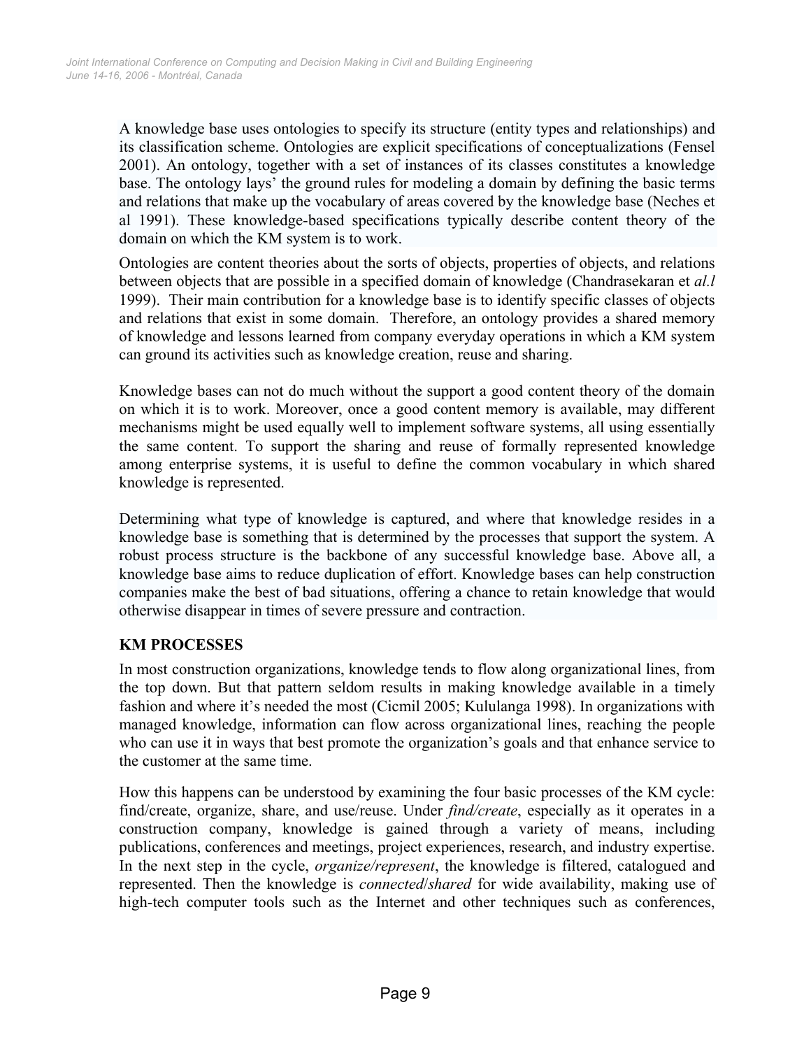A knowledge base uses ontologies to specify its structure (entity types and relationships) and its classification scheme. Ontologies are explicit specifications of conceptualizations (Fensel 2001). An ontology, together with a set of instances of its classes constitutes a knowledge base. The ontology lays' the ground rules for modeling a domain by defining the basic terms and relations that make up the vocabulary of areas covered by the knowledge base (Neches et al 1991). These knowledge-based specifications typically describe content theory of the domain on which the KM system is to work.

Ontologies are content theories about the sorts of objects, properties of objects, and relations between objects that are possible in a specified domain of knowledge (Chandrasekaran et *al.l* 1999). Their main contribution for a knowledge base is to identify specific classes of objects and relations that exist in some domain. Therefore, an ontology provides a shared memory of knowledge and lessons learned from company everyday operations in which a KM system can ground its activities such as knowledge creation, reuse and sharing.

Knowledge bases can not do much without the support a good content theory of the domain on which it is to work. Moreover, once a good content memory is available, may different mechanisms might be used equally well to implement software systems, all using essentially the same content. To support the sharing and reuse of formally represented knowledge among enterprise systems, it is useful to define the common vocabulary in which shared knowledge is represented.

Determining what type of knowledge is captured, and where that knowledge resides in a knowledge base is something that is determined by the processes that support the system. A robust process structure is the backbone of any successful knowledge base. Above all, a knowledge base aims to reduce duplication of effort. Knowledge bases can help construction companies make the best of bad situations, offering a chance to retain knowledge that would otherwise disappear in times of severe pressure and contraction.

## KM PROCESSES

In most construction organizations, knowledge tends to flow along organizational lines, from the top down. But that pattern seldom results in making knowledge available in a timely fashion and where it's needed the most (Cicmil 2005; Kululanga 1998). In organizations with managed knowledge, information can flow across organizational lines, reaching the people who can use it in ways that best promote the organization's goals and that enhance service to the customer at the same time.

How this happens can be understood by examining the four basic processes of the KM cycle: find/create, organize, share, and use/reuse. Under *find/create*, especially as it operates in a construction company, knowledge is gained through a variety of means, including publications, conferences and meetings, project experiences, research, and industry expertise. In the next step in the cycle, *organize/represent*, the knowledge is filtered, catalogued and represented. Then the knowledge is *connected*/*shared* for wide availability, making use of high-tech computer tools such as the Internet and other techniques such as conferences,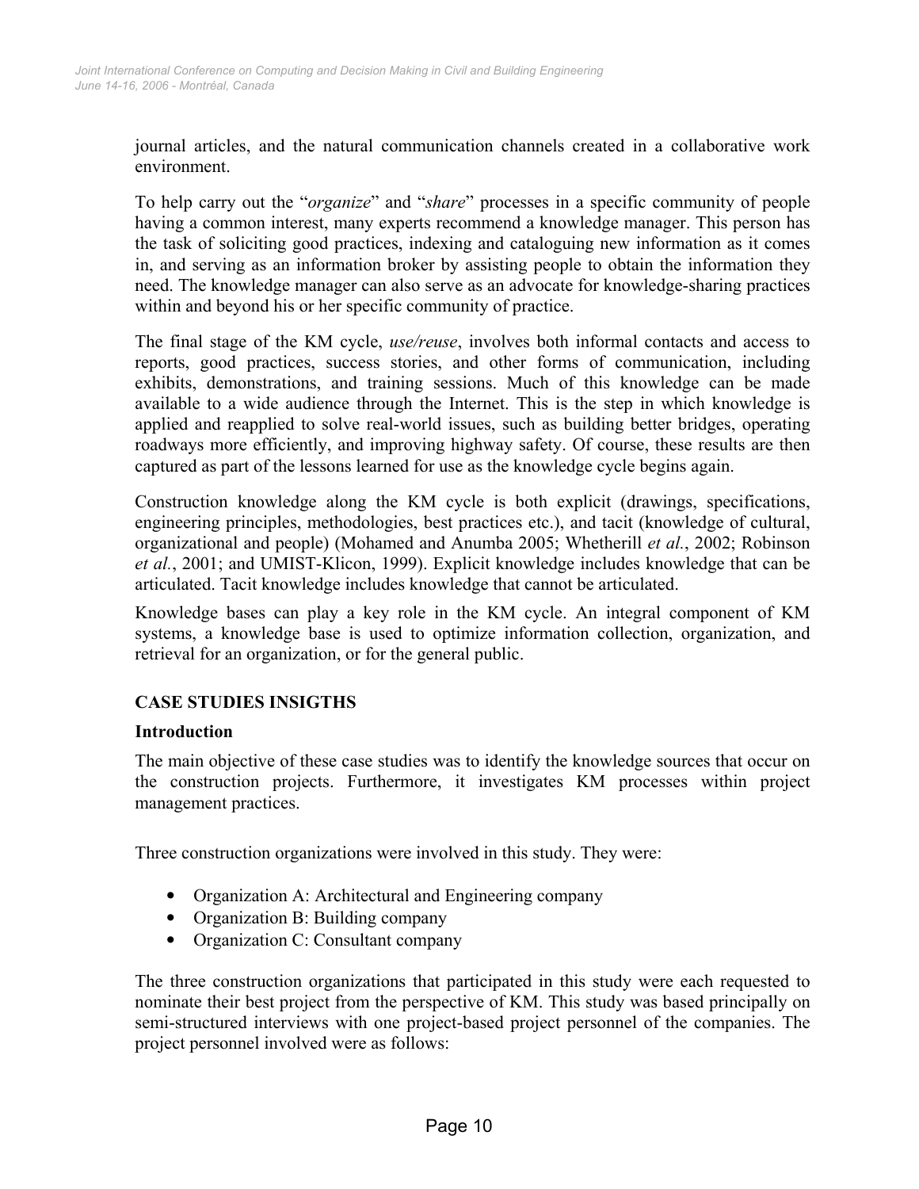journal articles, and the natural communication channels created in a collaborative work environment.

To help carry out the "*organize*" and "*share*" processes in a specific community of people having a common interest, many experts recommend a knowledge manager. This person has the task of soliciting good practices, indexing and cataloguing new information as it comes in, and serving as an information broker by assisting people to obtain the information they need. The knowledge manager can also serve as an advocate for knowledge-sharing practices within and beyond his or her specific community of practice.

The final stage of the KM cycle, *use/reuse*, involves both informal contacts and access to reports, good practices, success stories, and other forms of communication, including exhibits, demonstrations, and training sessions. Much of this knowledge can be made available to a wide audience through the Internet. This is the step in which knowledge is applied and reapplied to solve real-world issues, such as building better bridges, operating roadways more efficiently, and improving highway safety. Of course, these results are then captured as part of the lessons learned for use as the knowledge cycle begins again.

Construction knowledge along the KM cycle is both explicit (drawings, specifications, engineering principles, methodologies, best practices etc.), and tacit (knowledge of cultural, organizational and people) (Mohamed and Anumba 2005; Whetherill *et al.*, 2002; Robinson *et al.*, 2001; and UMIST-Klicon, 1999). Explicit knowledge includes knowledge that can be articulated. Tacit knowledge includes knowledge that cannot be articulated.

Knowledge bases can play a key role in the KM cycle. An integral component of KM systems, a knowledge base is used to optimize information collection, organization, and retrieval for an organization, or for the general public.

## CASE STUDIES INSIGTHS

### Introduction

The main objective of these case studies was to identify the knowledge sources that occur on the construction projects. Furthermore, it investigates KM processes within project management practices.

Three construction organizations were involved in this study. They were:

- Organization A: Architectural and Engineering company
- Organization B: Building company
- Organization C: Consultant company

The three construction organizations that participated in this study were each requested to nominate their best project from the perspective of KM. This study was based principally on semi-structured interviews with one project-based project personnel of the companies. The project personnel involved were as follows: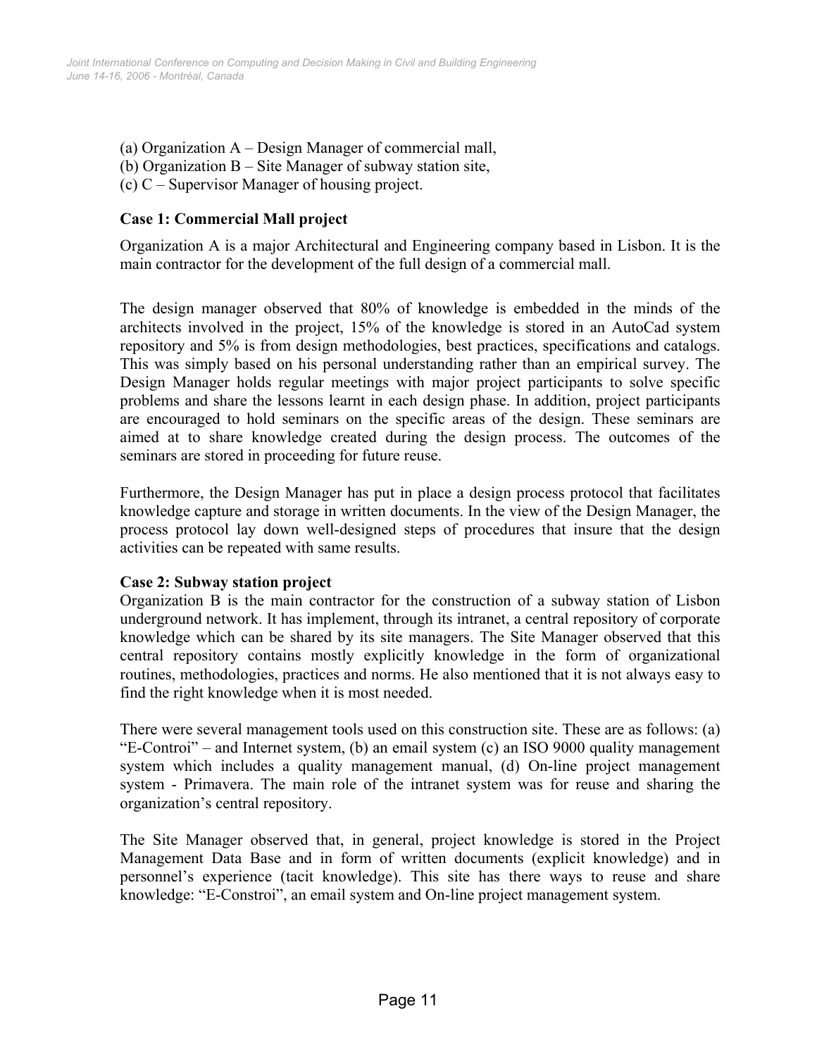(a) Organization A – Design Manager of commercial mall,
(b) Organization B – Site Manager of subway station site,
(c) C – Supervisor Manager of housing project.

**Case 1: Commercial Mall project**

Organization A is a major Architectural and Engineering company based in Lisbon. It is the main contractor for the development of the full design of a commercial mall.

The design manager observed that 80% of knowledge is embedded in the minds of the architects involved in the project, 15% of the knowledge is stored in an AutoCad system repository and 5% is from design methodologies, best practices, specifications and catalogs. This was simply based on his personal understanding rather than an empirical survey. The Design Manager holds regular meetings with major project participants to solve specific problems and share the lessons learnt in each design phase. In addition, project participants are encouraged to hold seminars on the specific areas of the design. These seminars are aimed at to share knowledge created during the design process. The outcomes of the seminars are stored in proceeding for future reuse.

Furthermore, the Design Manager has put in place a design process protocol that facilitates knowledge capture and storage in written documents. In the view of the Design Manager, the process protocol lay down well-designed steps of procedures that insure that the design activities can be repeated with same results.

**Case 2: Subway station project**

Organization B is the main contractor for the construction of a subway station of Lisbon underground network. It has implement, through its intranet, a central repository of corporate knowledge which can be shared by its site managers. The Site Manager observed that this central repository contains mostly explicitly knowledge in the form of organizational routines, methodologies, practices and norms. He also mentioned that it is not always easy to find the right knowledge when it is most needed.

There were several management tools used on this construction site. These are as follows: (a) "E-Controi" – and Internet system, (b) an email system (c) an ISO 9000 quality management system which includes a quality management manual, (d) On-line project management system - Primavera. The main role of the intranet system was for reuse and sharing the organization's central repository.

The Site Manager observed that, in general, project knowledge is stored in the Project Management Data Base and in form of written documents (explicit knowledge) and in personnel's experience (tacit knowledge). This site has there ways to reuse and share knowledge: "E-Constroi", an email system and On-line project management system.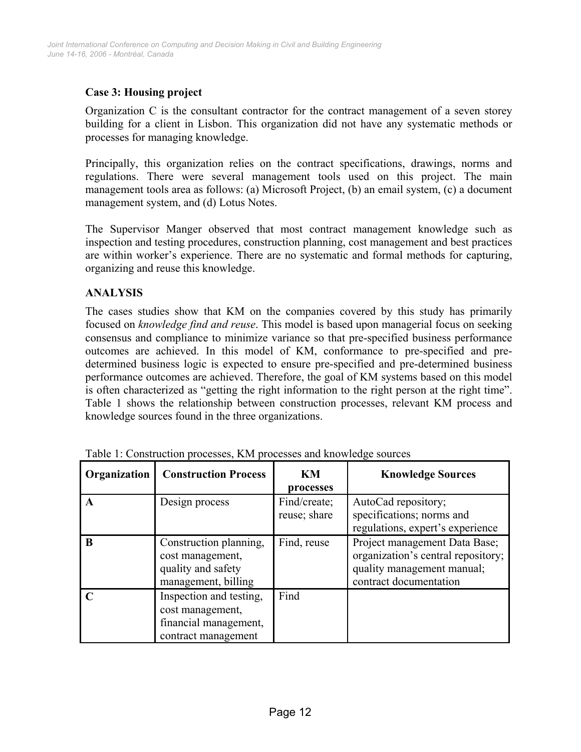### Case 3: Housing project

Organization C is the consultant contractor for the contract management of a seven storey building for a client in Lisbon. This organization did not have any systematic methods or processes for managing knowledge.

Principally, this organization relies on the contract specifications, drawings, norms and regulations. There were several management tools used on this project. The main management tools area as follows: (a) Microsoft Project, (b) an email system, (c) a document management system, and (d) Lotus Notes.

The Supervisor Manger observed that most contract management knowledge such as inspection and testing procedures, construction planning, cost management and best practices are within worker's experience. There are no systematic and formal methods for capturing, organizing and reuse this knowledge.

## ANALYSIS

The cases studies show that KM on the companies covered by this study has primarily focused on *knowledge find and reuse*. This model is based upon managerial focus on seeking consensus and compliance to minimize variance so that pre-specified business performance outcomes are achieved. In this model of KM, conformance to pre-specified and pre-determined business logic is expected to ensure pre-specified and pre-determined business performance outcomes are achieved. Therefore, the goal of KM systems based on this model is often characterized as "getting the right information to the right person at the right time". Table 1 shows the relationship between construction processes, relevant KM process and knowledge sources found in the three organizations.

Table 1: Construction processes, KM processes and knowledge sources

| Organization | Construction Process | KM processes | Knowledge Sources |
|---|---|---|---|
| **A** | Design process | Find/create; reuse; share | AutoCad repository; specifications; norms and regulations, expert's experience |
| **B** | Construction planning, cost management, quality and safety management, billing | Find, reuse | Project management Data Base; organization's central repository; quality management manual; contract documentation |
| **C** | Inspection and testing, cost management, financial management, contract management | Find | |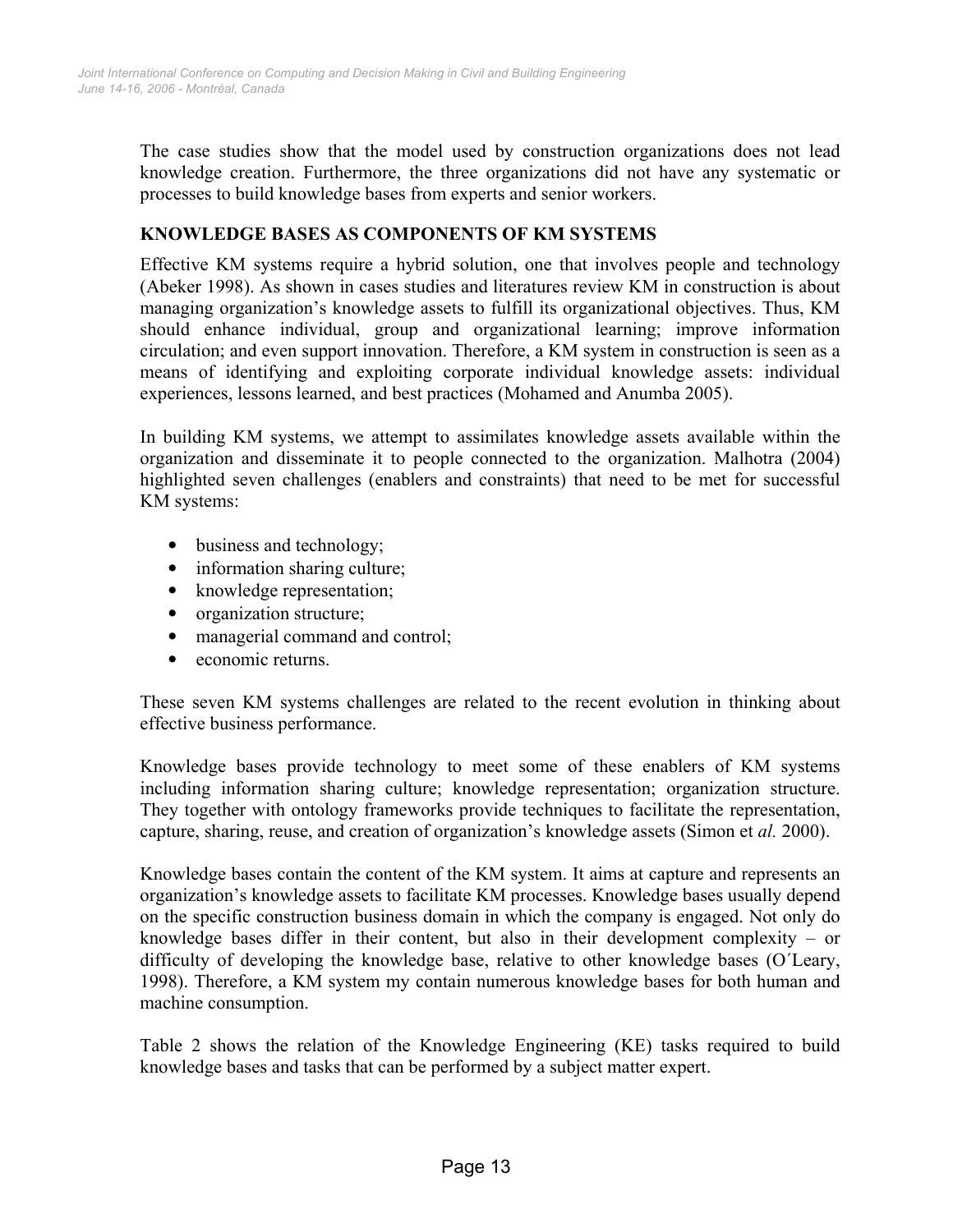The case studies show that the model used by construction organizations does not lead knowledge creation. Furthermore, the three organizations did not have any systematic or processes to build knowledge bases from experts and senior workers.

## KNOWLEDGE BASES AS COMPONENTS OF KM SYSTEMS

Effective KM systems require a hybrid solution, one that involves people and technology (Abeker 1998). As shown in cases studies and literatures review KM in construction is about managing organization's knowledge assets to fulfill its organizational objectives. Thus, KM should enhance individual, group and organizational learning; improve information circulation; and even support innovation. Therefore, a KM system in construction is seen as a means of identifying and exploiting corporate individual knowledge assets: individual experiences, lessons learned, and best practices (Mohamed and Anumba 2005).

In building KM systems, we attempt to assimilates knowledge assets available within the organization and disseminate it to people connected to the organization. Malhotra (2004) highlighted seven challenges (enablers and constraints) that need to be met for successful KM systems:

- business and technology;
- information sharing culture;
- knowledge representation;
- organization structure;
- managerial command and control;
- economic returns.

These seven KM systems challenges are related to the recent evolution in thinking about effective business performance.

Knowledge bases provide technology to meet some of these enablers of KM systems including information sharing culture; knowledge representation; organization structure. They together with ontology frameworks provide techniques to facilitate the representation, capture, sharing, reuse, and creation of organization's knowledge assets (Simon et *al.* 2000).

Knowledge bases contain the content of the KM system. It aims at capture and represents an organization's knowledge assets to facilitate KM processes. Knowledge bases usually depend on the specific construction business domain in which the company is engaged. Not only do knowledge bases differ in their content, but also in their development complexity – or difficulty of developing the knowledge base, relative to other knowledge bases (O´Leary, 1998). Therefore, a KM system my contain numerous knowledge bases for both human and machine consumption.

Table 2 shows the relation of the Knowledge Engineering (KE) tasks required to build knowledge bases and tasks that can be performed by a subject matter expert.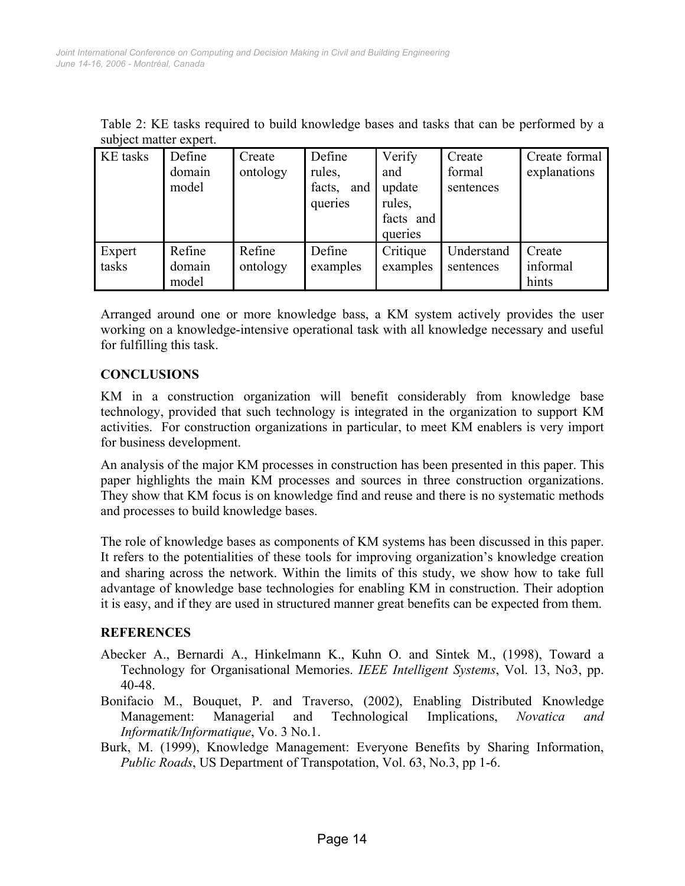Table 2: KE tasks required to build knowledge bases and tasks that can be performed by a subject matter expert.

| KE tasks | Define domain model | Create ontology | Define rules, facts, and queries | Verify and update rules, facts and queries | Create formal sentences | Create formal explanations |
|---|---|---|---|---|---|---|
| Expert tasks | Refine domain model | Refine ontology | Define examples | Critique examples | Understand sentences | Create informal hints |

Arranged around one or more knowledge bass, a KM system actively provides the user working on a knowledge-intensive operational task with all knowledge necessary and useful for fulfilling this task.

## CONCLUSIONS

KM in a construction organization will benefit considerably from knowledge base technology, provided that such technology is integrated in the organization to support KM activities. For construction organizations in particular, to meet KM enablers is very import for business development.

An analysis of the major KM processes in construction has been presented in this paper. This paper highlights the main KM processes and sources in three construction organizations. They show that KM focus is on knowledge find and reuse and there is no systematic methods and processes to build knowledge bases.

The role of knowledge bases as components of KM systems has been discussed in this paper. It refers to the potentialities of these tools for improving organization's knowledge creation and sharing across the network. Within the limits of this study, we show how to take full advantage of knowledge base technologies for enabling KM in construction. Their adoption it is easy, and if they are used in structured manner great benefits can be expected from them.

## REFERENCES

Abecker A., Bernardi A., Hinkelmann K., Kuhn O. and Sintek M., (1998), Toward a Technology for Organisational Memories. *IEEE Intelligent Systems*, Vol. 13, No3, pp. 40-48.

Bonifacio M., Bouquet, P. and Traverso, (2002), Enabling Distributed Knowledge Management: Managerial and Technological Implications, *Novatica and Informatik/Informatique*, Vo. 3 No.1.

Burk, M. (1999), Knowledge Management: Everyone Benefits by Sharing Information, *Public Roads*, US Department of Transpotation, Vol. 63, No.3, pp 1-6.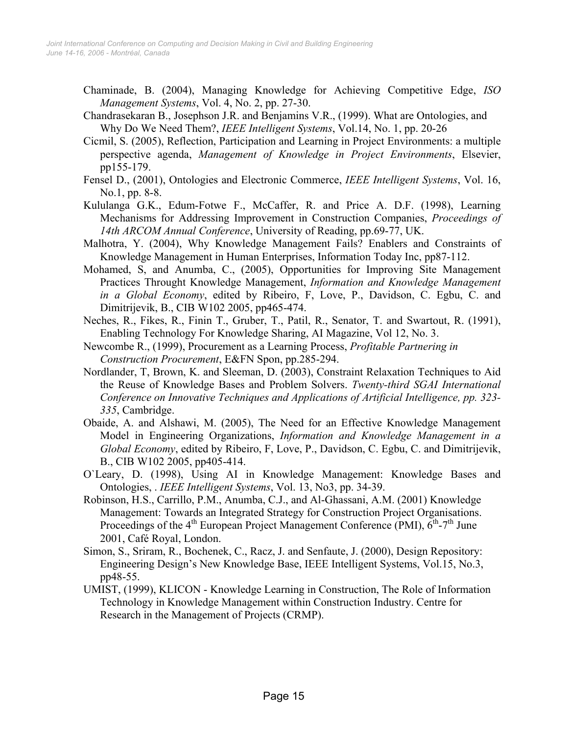Chaminade, B. (2004), Managing Knowledge for Achieving Competitive Edge, *ISO Management Systems*, Vol. 4, No. 2, pp. 27-30.

Chandrasekaran B., Josephson J.R. and Benjamins V.R., (1999). What are Ontologies, and Why Do We Need Them?, *IEEE Intelligent Systems*, Vol.14, No. 1, pp. 20-26

Cicmil, S. (2005), Reflection, Participation and Learning in Project Environments: a multiple perspective agenda, *Management of Knowledge in Project Environments*, Elsevier, pp155-179.

Fensel D., (2001), Ontologies and Electronic Commerce, *IEEE Intelligent Systems*, Vol. 16, No.1, pp. 8-8.

Kululanga G.K., Edum-Fotwe F., McCaffer, R. and Price A. D.F. (1998), Learning Mechanisms for Addressing Improvement in Construction Companies, *Proceedings of 14th ARCOM Annual Conference*, University of Reading, pp.69-77, UK.

Malhotra, Y. (2004), Why Knowledge Management Fails? Enablers and Constraints of Knowledge Management in Human Enterprises, Information Today Inc, pp87-112.

Mohamed, S, and Anumba, C., (2005), Opportunities for Improving Site Management Practices Throught Knowledge Management, *Information and Knowledge Management in a Global Economy*, edited by Ribeiro, F, Love, P., Davidson, C. Egbu, C. and Dimitrijevik, B., CIB W102 2005, pp465-474.

Neches, R., Fikes, R., Finin T., Gruber, T., Patil, R., Senator, T. and Swartout, R. (1991), Enabling Technology For Knowledge Sharing, AI Magazine, Vol 12, No. 3.

Newcombe R., (1999), Procurement as a Learning Process, *Profitable Partnering in Construction Procurement*, E&FN Spon, pp.285-294.

Nordlander, T, Brown, K. and Sleeman, D. (2003), Constraint Relaxation Techniques to Aid the Reuse of Knowledge Bases and Problem Solvers. *Twenty-third SGAI International Conference on Innovative Techniques and Applications of Artificial Intelligence, pp. 323-335*, Cambridge.

Obaide, A. and Alshawi, M. (2005), The Need for an Effective Knowledge Management Model in Engineering Organizations, *Information and Knowledge Management in a Global Economy*, edited by Ribeiro, F, Love, P., Davidson, C. Egbu, C. and Dimitrijevik, B., CIB W102 2005, pp405-414.

O`Leary, D. (1998), Using AI in Knowledge Management: Knowledge Bases and Ontologies, . *IEEE Intelligent Systems*, Vol. 13, No3, pp. 34-39.

Robinson, H.S., Carrillo, P.M., Anumba, C.J., and Al-Ghassani, A.M. (2001) Knowledge Management: Towards an Integrated Strategy for Construction Project Organisations. Proceedings of the 4th European Project Management Conference (PMI), 6th-7th June 2001, Café Royal, London.

Simon, S., Sriram, R., Bochenek, C., Racz, J. and Senfaute, J. (2000), Design Repository: Engineering Design's New Knowledge Base, IEEE Intelligent Systems, Vol.15, No.3, pp48-55.

UMIST, (1999), KLICON - Knowledge Learning in Construction, The Role of Information Technology in Knowledge Management within Construction Industry. Centre for Research in the Management of Projects (CRMP).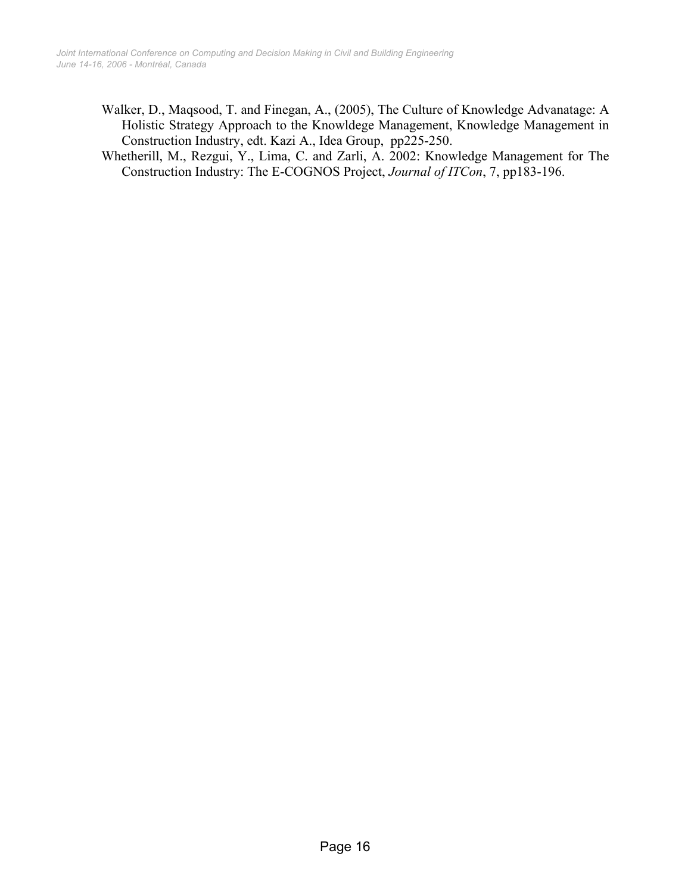Walker, D., Maqsood, T. and Finegan, A., (2005), The Culture of Knowledge Advanatage: A Holistic Strategy Approach to the Knowldege Management, Knowledge Management in Construction Industry, edt. Kazi A., Idea Group, pp225-250.

Whetherill, M., Rezgui, Y., Lima, C. and Zarli, A. 2002: Knowledge Management for The Construction Industry: The E-COGNOS Project, *Journal of ITCon*, 7, pp183-196.